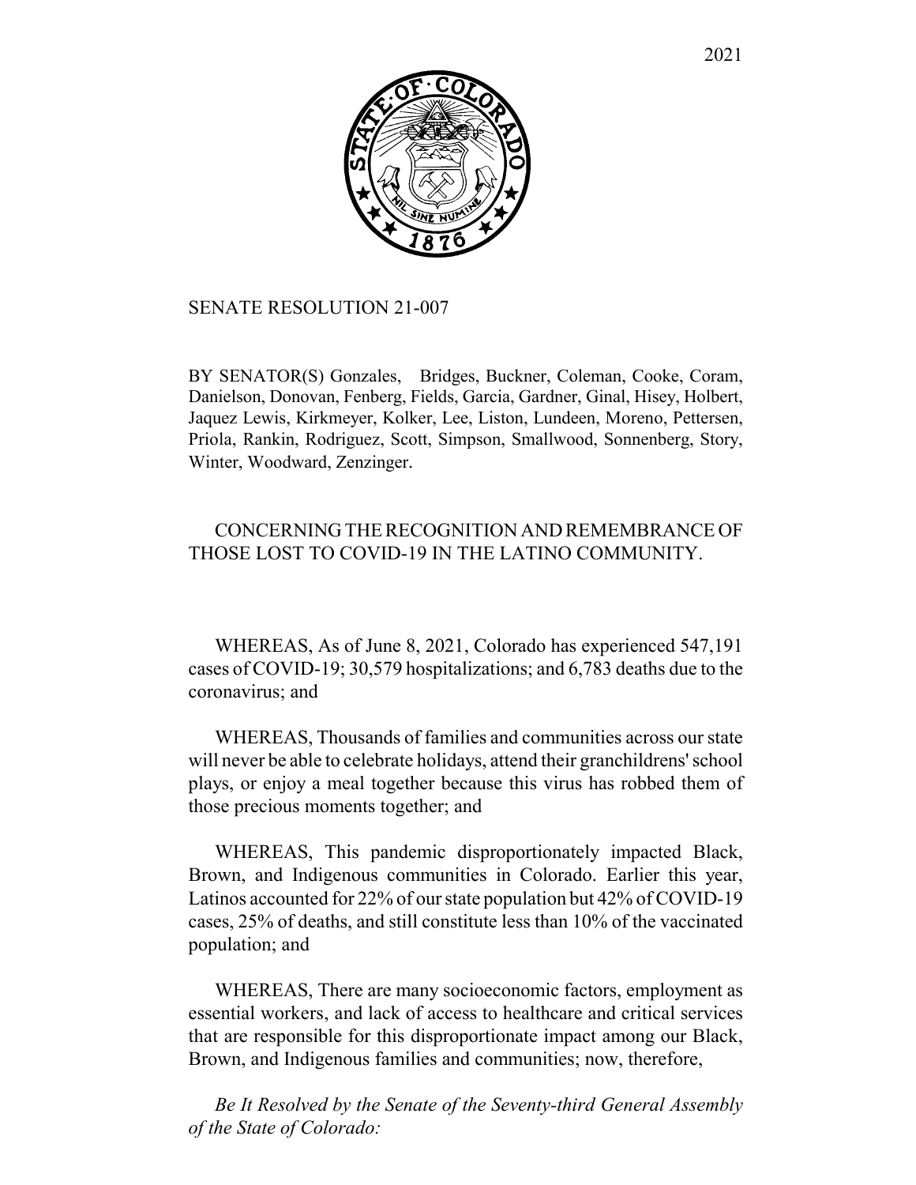# SENATE RESOLUTION 21-007

BY SENATOR(S) Gonzales, Bridges, Buckner, Coleman, Cooke, Coram, Danielson, Donovan, Fenberg, Fields, Garcia, Gardner, Ginal, Hisey, Holbert, Jaquez Lewis, Kirkmeyer, Kolker, Lee, Liston, Lundeen, Moreno, Pettersen, Priola, Rankin, Rodriguez, Scott, Simpson, Smallwood, Sonnenberg, Story, Winter, Woodward, Zenzinger.

## CONCERNING THE RECOGNITION AND REMEMBRANCE OF THOSE LOST TO COVID-19 IN THE LATINO COMMUNITY.

WHEREAS, As of June 8, 2021, Colorado has experienced 547,191 cases of COVID-19; 30,579 hospitalizations; and 6,783 deaths due to the coronavirus; and

WHEREAS, Thousands of families and communities across our state will never be able to celebrate holidays, attend their granchildrens' school plays, or enjoy a meal together because this virus has robbed them of those precious moments together; and

WHEREAS, This pandemic disproportionately impacted Black, Brown, and Indigenous communities in Colorado. Earlier this year, Latinos accounted for 22% of our state population but 42% of COVID-19 cases, 25% of deaths, and still constitute less than 10% of the vaccinated population; and

WHEREAS, There are many socioeconomic factors, employment as essential workers, and lack of access to healthcare and critical services that are responsible for this disproportionate impact among our Black, Brown, and Indigenous families and communities; now, therefore,

*Be It Resolved by the Senate of the Seventy-third General Assembly of the State of Colorado:*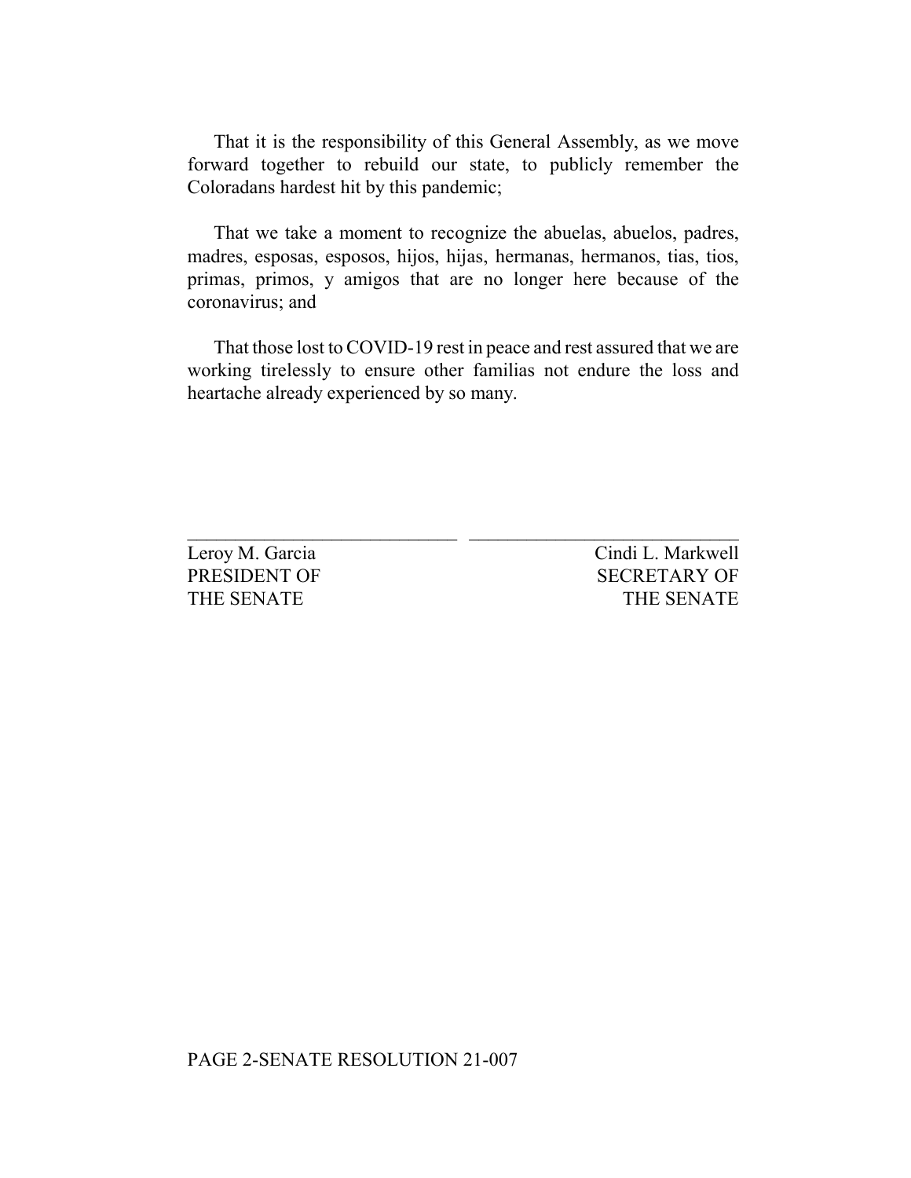That it is the responsibility of this General Assembly, as we move forward together to rebuild our state, to publicly remember the Coloradans hardest hit by this pandemic;

That we take a moment to recognize the abuelas, abuelos, padres, madres, esposas, esposos, hijos, hijas, hermanas, hermanos, tias, tios, primas, primos, y amigos that are no longer here because of the coronavirus; and

That those lost to COVID-19 rest in peace and rest assured that we are working tirelessly to ensure other familias not endure the loss and heartache already experienced by so many.

| | |
|---|---|
| ____________________________ | ____________________________ |
| Leroy M. Garcia | Cindi L. Markwell |
| PRESIDENT OF | SECRETARY OF |
| THE SENATE | THE SENATE |

PAGE 2-SENATE RESOLUTION 21-007